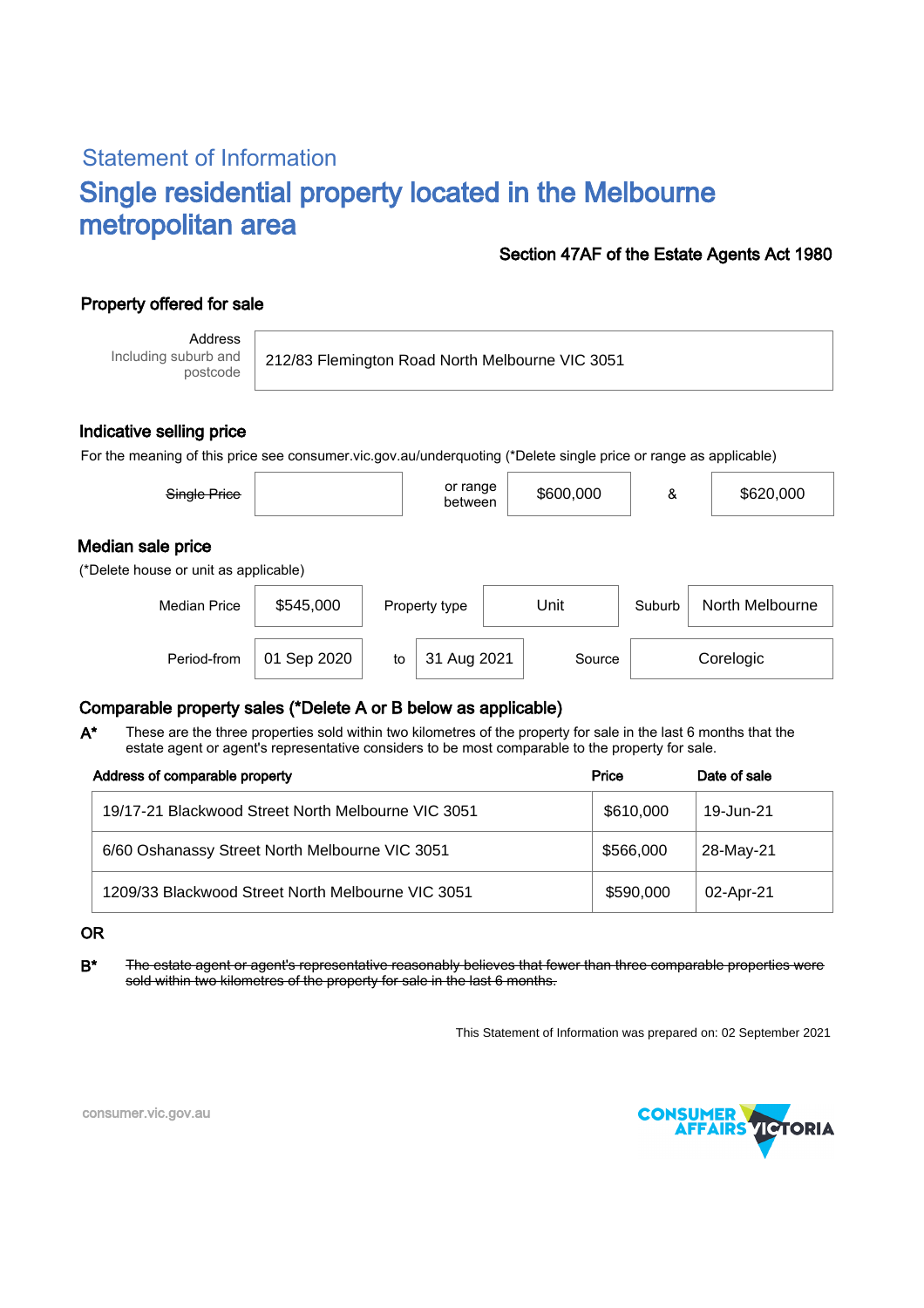## Statement of Information

# Single residential property located in the Melbourne metropolitan area

**Section 47AF of the Estate Agents Act 1980**

### Property offered for sale

| Address Including suburb and postcode | 212/83 Flemington Road North Melbourne VIC 3051 |
|---|---|

### Indicative selling price

For the meaning of this price see consumer.vic.gov.au/underquoting (*Delete single price or range as applicable)

| ~~Single Price~~ | | or range between | $600,000 | & | $620,000 |
|---|---|---|---|---|---|

### Median sale price

(*Delete house or unit as applicable)

| Median Price | $545,000 | Property type | Unit | Suburb | North Melbourne |
|---|---|---|---|---|---|
| Period-from | 01 Sep 2020 | to | 31 Aug 2021 | Source | Corelogic |

### Comparable property sales (*Delete A or B below as applicable)

**A*** These are the three properties sold within two kilometres of the property for sale in the last 6 months that the estate agent or agent's representative considers to be most comparable to the property for sale.

| Address of comparable property | Price | Date of sale |
|---|---|---|
| 19/17-21 Blackwood Street North Melbourne VIC 3051 | $610,000 | 19-Jun-21 |
| 6/60 Oshanassy Street North Melbourne VIC 3051 | $566,000 | 28-May-21 |
| 1209/33 Blackwood Street North Melbourne VIC 3051 | $590,000 | 02-Apr-21 |

OR

**B*** ~~The estate agent or agent's representative reasonably believes that fewer than three comparable properties were sold within two kilometres of the property for sale in the last 6 months.~~

This Statement of Information was prepared on: 02 September 2021

consumer.vic.gov.au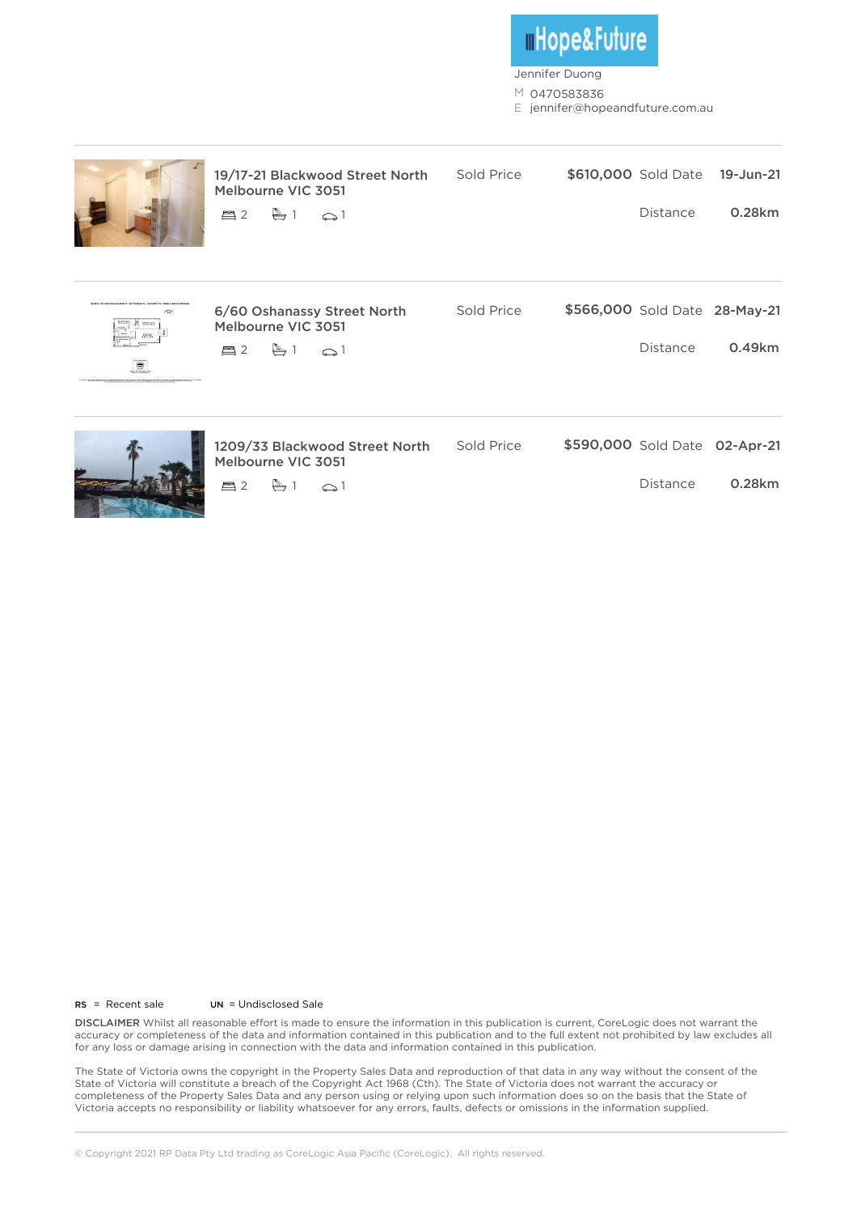Hope&Future

Jennifer Duong

M 0470583836

E jennifer@hopeandfuture.com.au

| | | | | |
|---|---|---|---|---|
| 19/17-21 Blackwood Street North Melbourne VIC 3051 | Sold Price | $610,000 | Sold Date | 19-Jun-21 |
| 2 bed, 1 bath, 1 car | | | Distance | 0.28km |
| 6/60 Oshanassy Street North Melbourne VIC 3051 | Sold Price | $566,000 | Sold Date | 28-May-21 |
| 2 bed, 1 bath, 1 car | | | Distance | 0.49km |
| 1209/33 Blackwood Street North Melbourne VIC 3051 | Sold Price | $590,000 | Sold Date | 02-Apr-21 |
| 2 bed, 1 bath, 1 car | | | Distance | 0.28km |

**RS** = Recent sale  **UN** = Undisclosed Sale

**DISCLAIMER** Whilst all reasonable effort is made to ensure the information in this publication is current, CoreLogic does not warrant the accuracy or completeness of the data and information contained in this publication and to the full extent not prohibited by law excludes all for any loss or damage arising in connection with the data and information contained in this publication.

The State of Victoria owns the copyright in the Property Sales Data and reproduction of that data in any way without the consent of the State of Victoria will constitute a breach of the Copyright Act 1968 (Cth). The State of Victoria does not warrant the accuracy or completeness of the Property Sales Data and any person using or relying upon such information does so on the basis that the State of Victoria accepts no responsibility or liability whatsoever for any errors, faults, defects or omissions in the information supplied.

© Copyright 2021 RP Data Pty Ltd trading as CoreLogic Asia Pacific (CoreLogic). All rights reserved.